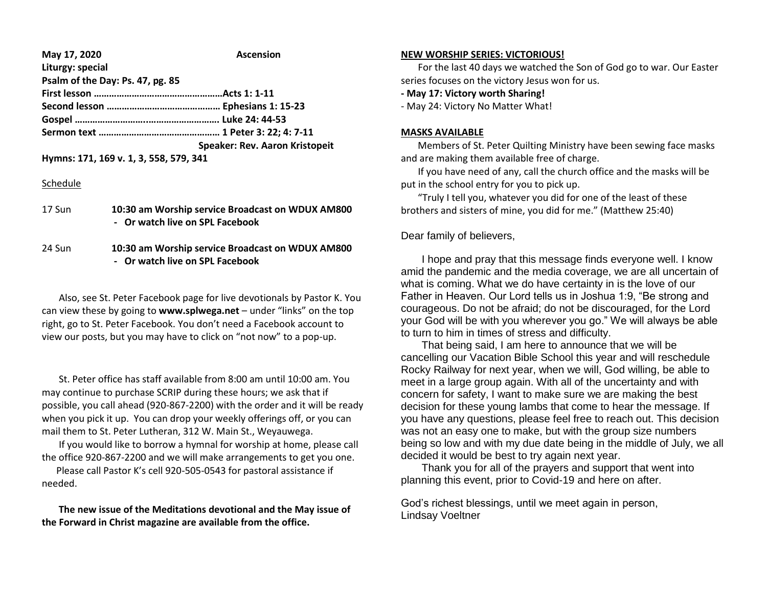**May 17, 2020** **Ascension**

**Liturgy: special**

**Psalm of the Day: Ps. 47, pg. 85**

**First lesson ……………………………………………Acts 1: 1-11**

**Second lesson ……………………………………… Ephesians 1: 15-23**

**Gospel …………………….…………………….. Luke 24: 44-53**

**Sermon text ………………………………………… 1 Peter 3: 22; 4: 7-11**

**Speaker: Rev. Aaron Kristopeit**

**Hymns: 171, 169 v. 1, 3, 558, 579, 341**

Schedule

| | |
|---|---|
| 17 Sun | **10:30 am Worship service Broadcast on WDUX AM800** <br> **- Or watch live on SPL Facebook** |
| 24 Sun | **10:30 am Worship service Broadcast on WDUX AM800** <br> **- Or watch live on SPL Facebook** |

Also, see St. Peter Facebook page for live devotionals by Pastor K. You can view these by going to **www.splwega.net** – under "links" on the top right, go to St. Peter Facebook. You don't need a Facebook account to view our posts, but you may have to click on "not now" to a pop-up.

St. Peter office has staff available from 8:00 am until 10:00 am. You may continue to purchase SCRIP during these hours; we ask that if possible, you call ahead (920-867-2200) with the order and it will be ready when you pick it up. You can drop your weekly offerings off, or you can mail them to St. Peter Lutheran, 312 W. Main St., Weyauwega.

If you would like to borrow a hymnal for worship at home, please call the office 920-867-2200 and we will make arrangements to get you one.

Please call Pastor K's cell 920-505-0543 for pastoral assistance if needed.

**The new issue of the Meditations devotional and the May issue of the Forward in Christ magazine are available from the office.**

**NEW WORSHIP SERIES: VICTORIOUS!**

For the last 40 days we watched the Son of God go to war. Our Easter series focuses on the victory Jesus won for us.

**- May 17: Victory worth Sharing!**

- May 24: Victory No Matter What!

**MASKS AVAILABLE**

Members of St. Peter Quilting Ministry have been sewing face masks and are making them available free of charge.

If you have need of any, call the church office and the masks will be put in the school entry for you to pick up.

"Truly I tell you, whatever you did for one of the least of these brothers and sisters of mine, you did for me." (Matthew 25:40)

Dear family of believers,

I hope and pray that this message finds everyone well. I know amid the pandemic and the media coverage, we are all uncertain of what is coming. What we do have certainty in is the love of our Father in Heaven. Our Lord tells us in Joshua 1:9, "Be strong and courageous. Do not be afraid; do not be discouraged, for the Lord your God will be with you wherever you go." We will always be able to turn to him in times of stress and difficulty.

That being said, I am here to announce that we will be cancelling our Vacation Bible School this year and will reschedule Rocky Railway for next year, when we will, God willing, be able to meet in a large group again. With all of the uncertainty and with concern for safety, I want to make sure we are making the best decision for these young lambs that come to hear the message. If you have any questions, please feel free to reach out. This decision was not an easy one to make, but with the group size numbers being so low and with my due date being in the middle of July, we all decided it would be best to try again next year.

Thank you for all of the prayers and support that went into planning this event, prior to Covid-19 and here on after.

God's richest blessings, until we meet again in person,
Lindsay Voeltner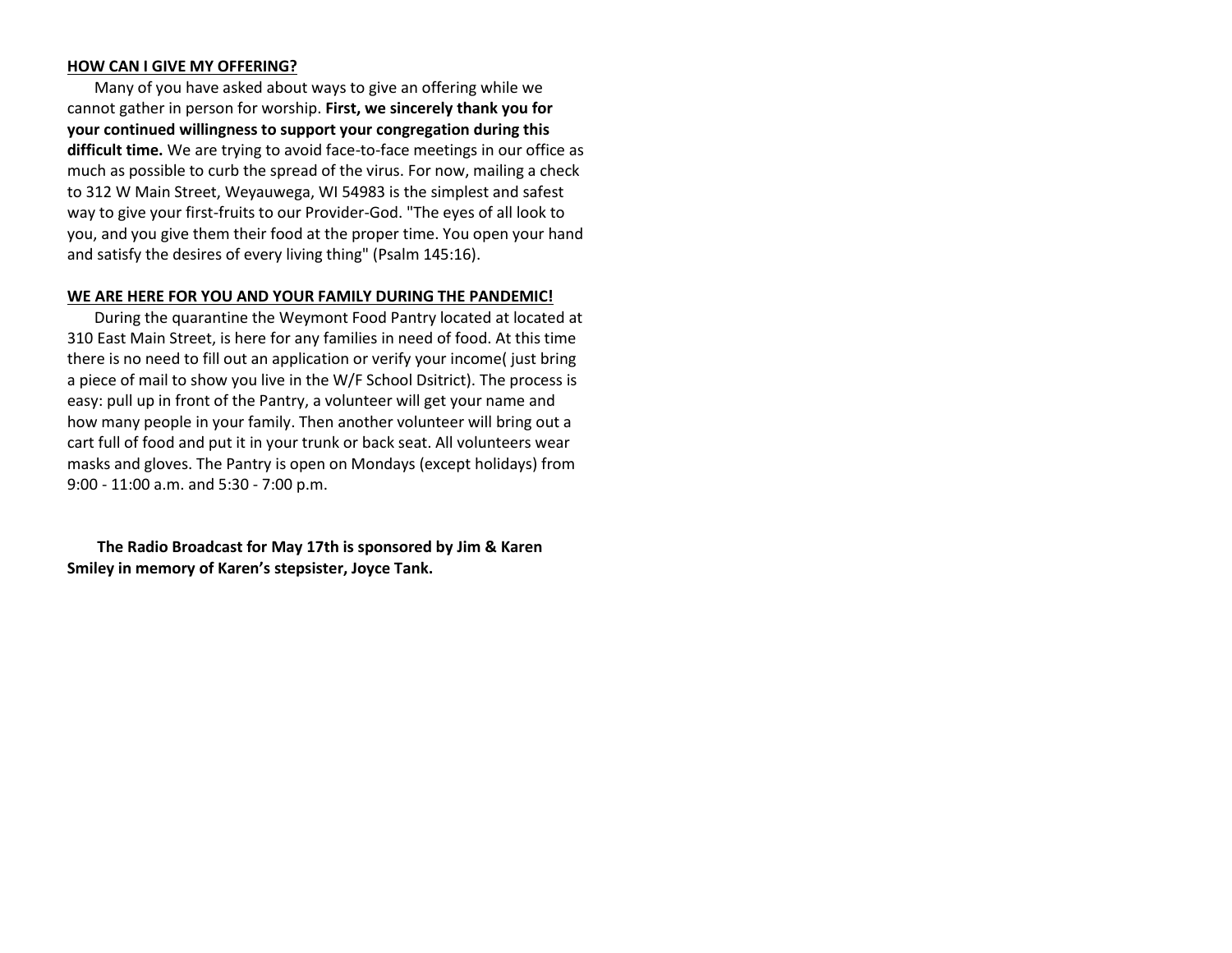**HOW CAN I GIVE MY OFFERING?**

Many of you have asked about ways to give an offering while we cannot gather in person for worship. **First, we sincerely thank you for your continued willingness to support your congregation during this difficult time.** We are trying to avoid face-to-face meetings in our office as much as possible to curb the spread of the virus. For now, mailing a check to 312 W Main Street, Weyauwega, WI 54983 is the simplest and safest way to give your first-fruits to our Provider-God. "The eyes of all look to you, and you give them their food at the proper time. You open your hand and satisfy the desires of every living thing" (Psalm 145:16).

**WE ARE HERE FOR YOU AND YOUR FAMILY DURING THE PANDEMIC!**

During the quarantine the Weymont Food Pantry located at located at 310 East Main Street, is here for any families in need of food. At this time there is no need to fill out an application or verify your income( just bring a piece of mail to show you live in the W/F School Dsitrict). The process is easy: pull up in front of the Pantry, a volunteer will get your name and how many people in your family. Then another volunteer will bring out a cart full of food and put it in your trunk or back seat. All volunteers wear masks and gloves. The Pantry is open on Mondays (except holidays) from 9:00 - 11:00 a.m. and 5:30 - 7:00 p.m.

**The Radio Broadcast for May 17th is sponsored by Jim & Karen Smiley in memory of Karen's stepsister, Joyce Tank.**